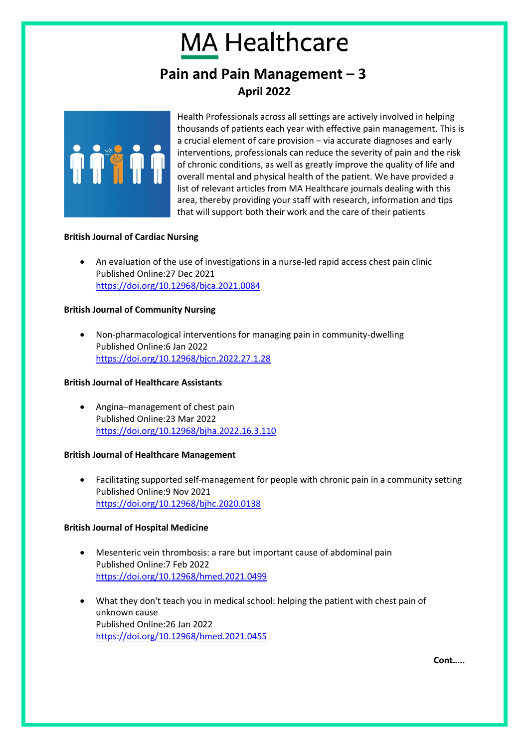# MA Healthcare

## Pain and Pain Management – 3

**April 2022**

Health Professionals across all settings are actively involved in helping thousands of patients each year with effective pain management. This is a crucial element of care provision – via accurate diagnoses and early interventions, professionals can reduce the severity of pain and the risk of chronic conditions, as well as greatly improve the quality of life and overall mental and physical health of the patient. We have provided a list of relevant articles from MA Healthcare journals dealing with this area, thereby providing your staff with research, information and tips that will support both their work and the care of their patients

**British Journal of Cardiac Nursing**

- An evaluation of the use of investigations in a nurse-led rapid access chest pain clinic
  Published Online:27 Dec 2021
  https://doi.org/10.12968/bjca.2021.0084

**British Journal of Community Nursing**

- Non-pharmacological interventions for managing pain in community-dwelling
  Published Online:6 Jan 2022
  https://doi.org/10.12968/bjcn.2022.27.1.28

**British Journal of Healthcare Assistants**

- Angina–management of chest pain
  Published Online:23 Mar 2022
  https://doi.org/10.12968/bjha.2022.16.3.110

**British Journal of Healthcare Management**

- Facilitating supported self-management for people with chronic pain in a community setting
  Published Online:9 Nov 2021
  https://doi.org/10.12968/bjhc.2020.0138

**British Journal of Hospital Medicine**

- Mesenteric vein thrombosis: a rare but important cause of abdominal pain
  Published Online:7 Feb 2022
  https://doi.org/10.12968/hmed.2021.0499

- What they don't teach you in medical school: helping the patient with chest pain of unknown cause
  Published Online:26 Jan 2022
  https://doi.org/10.12968/hmed.2021.0455

**Cont…..**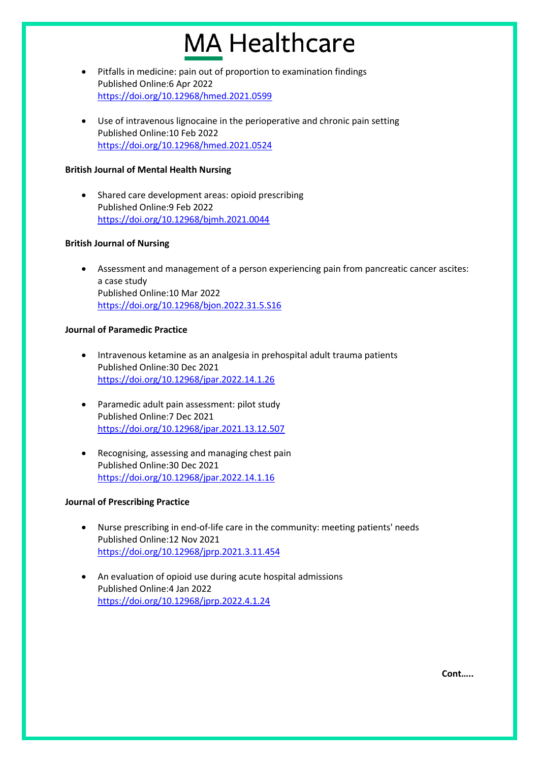- Pitfalls in medicine: pain out of proportion to examination findings
  Published Online:6 Apr 2022
  https://doi.org/10.12968/hmed.2021.0599

- Use of intravenous lignocaine in the perioperative and chronic pain setting
  Published Online:10 Feb 2022
  https://doi.org/10.12968/hmed.2021.0524

**British Journal of Mental Health Nursing**

- Shared care development areas: opioid prescribing
  Published Online:9 Feb 2022
  https://doi.org/10.12968/bjmh.2021.0044

**British Journal of Nursing**

- Assessment and management of a person experiencing pain from pancreatic cancer ascites: a case study
  Published Online:10 Mar 2022
  https://doi.org/10.12968/bjon.2022.31.5.S16

**Journal of Paramedic Practice**

- Intravenous ketamine as an analgesia in prehospital adult trauma patients
  Published Online:30 Dec 2021
  https://doi.org/10.12968/jpar.2022.14.1.26

- Paramedic adult pain assessment: pilot study
  Published Online:7 Dec 2021
  https://doi.org/10.12968/jpar.2021.13.12.507

- Recognising, assessing and managing chest pain
  Published Online:30 Dec 2021
  https://doi.org/10.12968/jpar.2022.14.1.16

**Journal of Prescribing Practice**

- Nurse prescribing in end-of-life care in the community: meeting patients' needs
  Published Online:12 Nov 2021
  https://doi.org/10.12968/jprp.2021.3.11.454

- An evaluation of opioid use during acute hospital admissions
  Published Online:4 Jan 2022
  https://doi.org/10.12968/jprp.2022.4.1.24

**Cont…..**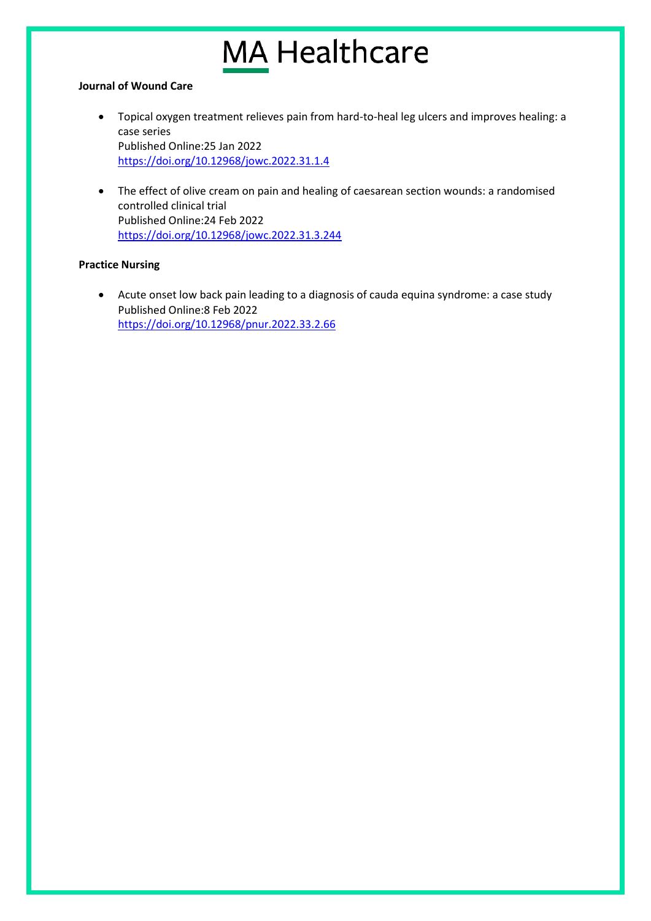# MA Healthcare

**Journal of Wound Care**

- Topical oxygen treatment relieves pain from hard-to-heal leg ulcers and improves healing: a case series
  Published Online:25 Jan 2022
  https://doi.org/10.12968/jowc.2022.31.1.4

- The effect of olive cream on pain and healing of caesarean section wounds: a randomised controlled clinical trial
  Published Online:24 Feb 2022
  https://doi.org/10.12968/jowc.2022.31.3.244

**Practice Nursing**

- Acute onset low back pain leading to a diagnosis of cauda equina syndrome: a case study
  Published Online:8 Feb 2022
  https://doi.org/10.12968/pnur.2022.33.2.66